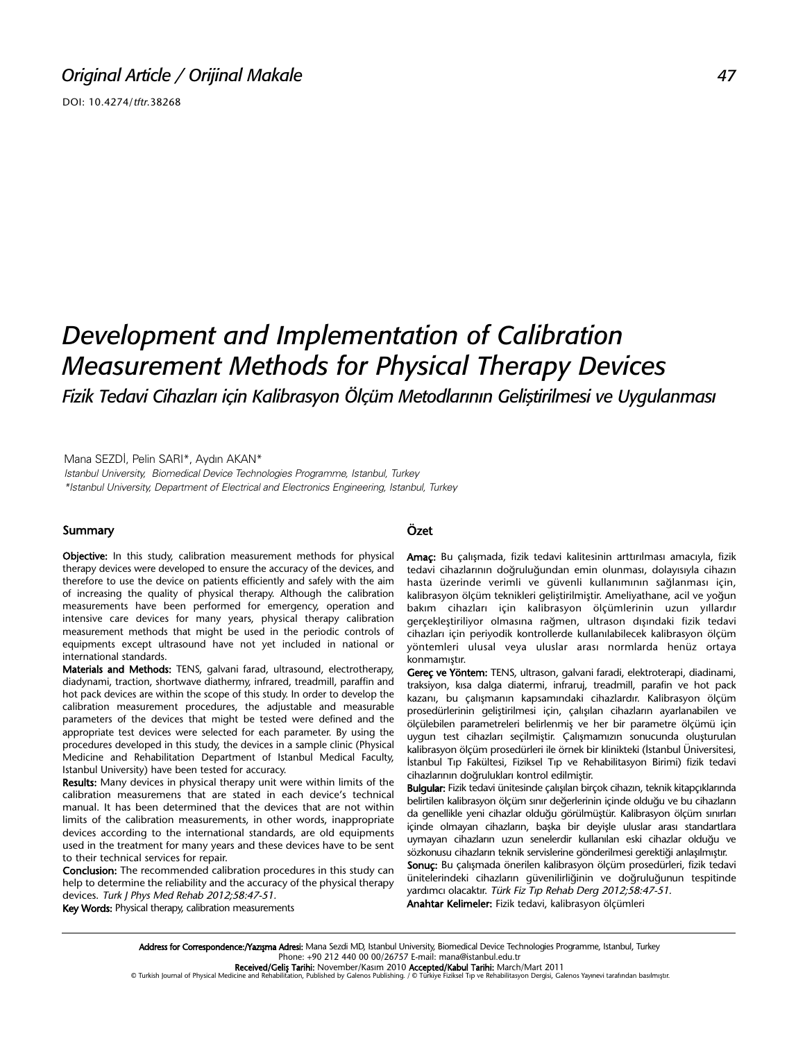Original Article / Orijinal Makale

DOI: 10.4274/tftr.38268

# Development and Implementation of Calibration Measurement Methods for Physical Therapy Devices

## Fizik Tedavi Cihazları için Kalibrasyon Ölçüm Metodlarının Geliştirilmesi ve Uygulanması

Mana SEZDİ, Pelin SARI*, Aydın AKAN*

*Istanbul University, Biomedical Device Technologies Programme, Istanbul, Turkey*

**Istanbul University, Department of Electrical and Electronics Engineering, Istanbul, Turkey*

### Summary

**Objective:** In this study, calibration measurement methods for physical therapy devices were developed to ensure the accuracy of the devices, and therefore to use the device on patients efficiently and safely with the aim of increasing the quality of physical therapy. Although the calibration measurements have been performed for emergency, operation and intensive care devices for many years, physical therapy calibration measurement methods that might be used in the periodic controls of equipments except ultrasound have not yet included in national or international standards.

**Materials and Methods:** TENS, galvani farad, ultrasound, electrotherapy, diadynami, traction, shortwave diathermy, infrared, treadmill, paraffin and hot pack devices are within the scope of this study. In order to develop the calibration measurement procedures, the adjustable and measurable parameters of the devices that might be tested were defined and the appropriate test devices were selected for each parameter. By using the procedures developed in this study, the devices in a sample clinic (Physical Medicine and Rehabilitation Department of Istanbul Medical Faculty, Istanbul University) have been tested for accuracy.

**Results:** Many devices in physical therapy unit were within limits of the calibration measuremens that are stated in each device's technical manual. It has been determined that the devices that are not within limits of the calibration measurements, in other words, inappropriate devices according to the international standards, are old equipments used in the treatment for many years and these devices have to be sent to their technical services for repair.

**Conclusion:** The recommended calibration procedures in this study can help to determine the reliability and the accuracy of the physical therapy devices. *Turk J Phys Med Rehab 2012;58:47-51.*

**Key Words:** Physical therapy, calibration measurements

### Özet

**Amaç:** Bu çalışmada, fizik tedavi kalitesinin arttırılması amacıyla, fizik tedavi cihazlarının doğruluğundan emin olunması, dolayısıyla cihazın hasta üzerinde verimli ve güvenli kullanımının sağlanması için, kalibrasyon ölçüm teknikleri geliştirilmiştir. Ameliyathane, acil ve yoğun bakım cihazları için kalibrasyon ölçümlerinin uzun yıllardır gerçekleştiriliyor olmasına rağmen, ultrason dışındaki fizik tedavi cihazları için periyodik kontrollerde kullanılabilecek kalibrasyon ölçüm yöntemleri ulusal veya uluslar arası normlarda henüz ortaya konmamıştır.

**Gereç ve Yöntem:** TENS, ultrason, galvani faradi, elektroterapi, diadinami, traksiyon, kısa dalga diatermi, infraruj, treadmill, parafin ve hot pack kazanı, bu çalışmanın kapsamındaki cihazlardır. Kalibrasyon ölçüm prosedürlerinin geliştirilmesi için, çalışılan cihazların ayarlanabilen ve ölçülebilen parametreleri belirlenmiş ve her bir parametre ölçümü için uygun test cihazları seçilmiştir. Çalışmamızın sonucunda oluşturulan kalibrasyon ölçüm prosedürleri ile örnek bir klinikteki (İstanbul Üniversitesi, İstanbul Tıp Fakültesi, Fiziksel Tıp ve Rehabilitasyon Birimi) fizik tedavi cihazlarının doğrulukları kontrol edilmiştir.

**Bulgular:** Fizik tedavi ünitesinde çalışılan birçok cihazın, teknik kitapçıklarında belirtilen kalibrasyon ölçüm sınır değerlerinin içinde olduğu ve bu cihazların da genellikle yeni cihazlar olduğu görülmüştür. Kalibrasyon ölçüm sınırları içinde olmayan cihazların, başka bir deyişle uluslar arası standartlara uymayan cihazların uzun senelerdir kullanılan eski cihazlar olduğu ve sözkonusu cihazların teknik servislerine gönderilmesi gerektiği anlaşılmıştır.

**Sonuç:** Bu çalışmada önerilen kalibrasyon ölçüm prosedürleri, fizik tedavi ünitelerindeki cihazların güvenilirliğinin ve doğruluğunun tespitinde yardımcı olacaktır. *Türk Fiz Tıp Rehab Derg 2012;58:47-51.*

**Anahtar Kelimeler:** Fizik tedavi, kalibrasyon ölçümleri

---

**Address for Correspondence:/Yazışma Adresi:** Mana Sezdi MD, Istanbul University, Biomedical Device Technologies Programme, Istanbul, Turkey
Phone: +90 212 440 00 00/26757 E-mail: mana@istanbul.edu.tr

**Received/Geliş Tarihi:** November/Kasım 2010 **Accepted/Kabul Tarihi:** March/Mart 2011

© Turkish Journal of Physical Medicine and Rehabilitation, Published by Galenos Publishing. / © Türkiye Fiziksel Tıp ve Rehabilitasyon Dergisi, Galenos Yayınevi tarafından basılmıştır.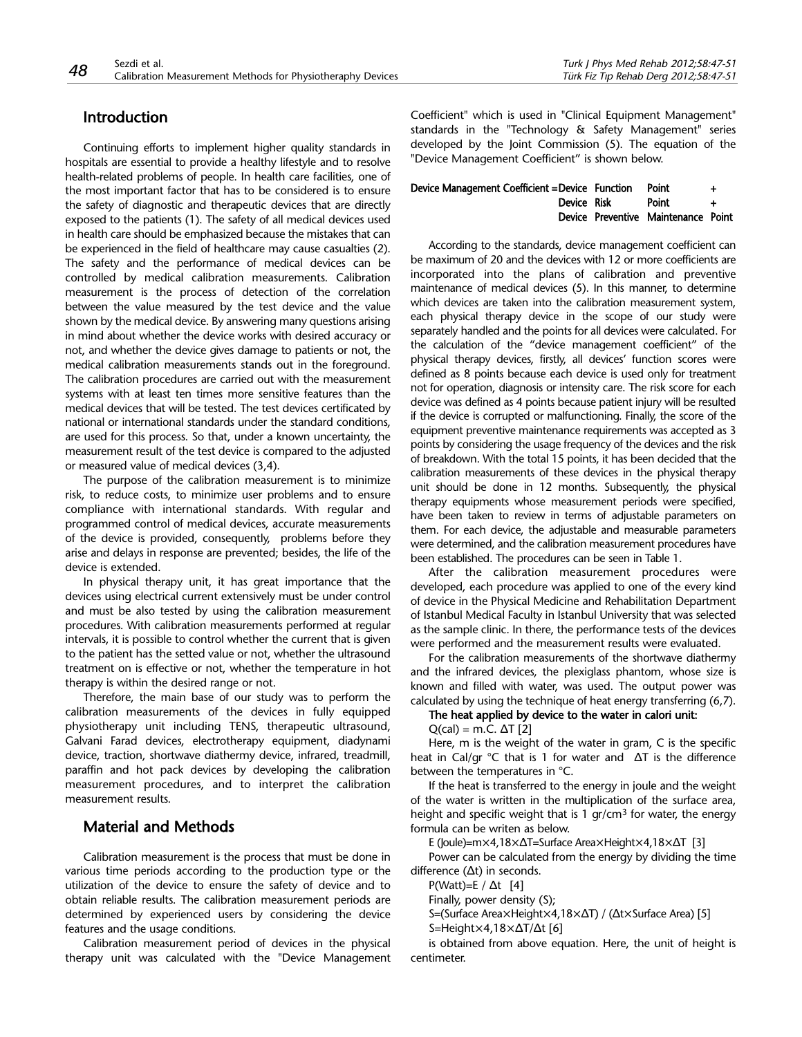## Introduction

Continuing efforts to implement higher quality standards in hospitals are essential to provide a healthy lifestyle and to resolve health-related problems of people. In health care facilities, one of the most important factor that has to be considered is to ensure the safety of diagnostic and therapeutic devices that are directly exposed to the patients (1). The safety of all medical devices used in health care should be emphasized because the mistakes that can be experienced in the field of healthcare may cause casualties (2). The safety and the performance of medical devices can be controlled by medical calibration measurements. Calibration measurement is the process of detection of the correlation between the value measured by the test device and the value shown by the medical device. By answering many questions arising in mind about whether the device works with desired accuracy or not, and whether the device gives damage to patients or not, the medical calibration measurements stands out in the foreground. The calibration procedures are carried out with the measurement systems with at least ten times more sensitive features than the medical devices that will be tested. The test devices certificated by national or international standards under the standard conditions, are used for this process. So that, under a known uncertainty, the measurement result of the test device is compared to the adjusted or measured value of medical devices (3,4).

The purpose of the calibration measurement is to minimize risk, to reduce costs, to minimize user problems and to ensure compliance with international standards. With regular and programmed control of medical devices, accurate measurements of the device is provided, consequently, problems before they arise and delays in response are prevented; besides, the life of the device is extended.

In physical therapy unit, it has great importance that the devices using electrical current extensively must be under control and must be also tested by using the calibration measurement procedures. With calibration measurements performed at regular intervals, it is possible to control whether the current that is given to the patient has the setted value or not, whether the ultrasound treatment on is effective or not, whether the temperature in hot therapy is within the desired range or not.

Therefore, the main base of our study was to perform the calibration measurements of the devices in fully equipped physiotherapy unit including TENS, therapeutic ultrasound, Galvani Farad devices, electrotherapy equipment, diadynami device, traction, shortwave diathermy device, infrared, treadmill, paraffin and hot pack devices by developing the calibration measurement procedures, and to interpret the calibration measurement results.

## Material and Methods

Calibration measurement is the process that must be done in various time periods according to the production type or the utilization of the device to ensure the safety of device and to obtain reliable results. The calibration measurement periods are determined by experienced users by considering the device features and the usage conditions.

Calibration measurement period of devices in the physical therapy unit was calculated with the "Device Management Coefficient" which is used in "Clinical Equipment Management" standards in the "Technology & Safety Management" series developed by the Joint Commission (5). The equation of the "Device Management Coefficient" is shown below.

**Device Management Coefficient = Device Function Point + Device Risk Point + Device Preventive Maintenance Point**

According to the standards, device management coefficient can be maximum of 20 and the devices with 12 or more coefficients are incorporated into the plans of calibration and preventive maintenance of medical devices (5). In this manner, to determine which devices are taken into the calibration measurement system, each physical therapy device in the scope of our study were separately handled and the points for all devices were calculated. For the calculation of the "device management coefficient" of the physical therapy devices, firstly, all devices' function scores were defined as 8 points because each device is used only for treatment not for operation, diagnosis or intensity care. The risk score for each device was defined as 4 points because patient injury will be resulted if the device is corrupted or malfunctioning. Finally, the score of the equipment preventive maintenance requirements was accepted as 3 points by considering the usage frequency of the devices and the risk of breakdown. With the total 15 points, it has been decided that the calibration measurements of these devices in the physical therapy unit should be done in 12 months. Subsequently, the physical therapy equipments whose measurement periods were specified, have been taken to review in terms of adjustable parameters on them. For each device, the adjustable and measurable parameters were determined, and the calibration measurement procedures have been established. The procedures can be seen in Table 1.

After the calibration measurement procedures were developed, each procedure was applied to one of the every kind of device in the Physical Medicine and Rehabilitation Department of Istanbul Medical Faculty in Istanbul University that was selected as the sample clinic. In there, the performance tests of the devices were performed and the measurement results were evaluated.

For the calibration measurements of the shortwave diathermy and the infrared devices, the plexiglass phantom, whose size is known and filled with water, was used. The output power was calculated by using the technique of heat energy transferring (6,7).

**The heat applied by device to the water in calori unit:**

$Q(\text{cal}) = m.C.\ \Delta T$ [2]

Here, m is the weight of the water in gram, C is the specific heat in Cal/gr °C that is 1 for water and $\Delta T$ is the difference between the temperatures in °C.

If the heat is transferred to the energy in joule and the weight of the water is written in the multiplication of the surface area, height and specific weight that is 1 gr/cm$^3$ for water, the energy formula can be writen as below.

$E(\text{Joule}) = m \times 4{,}18 \times \Delta T = \text{Surface Area} \times \text{Height} \times 4{,}18 \times \Delta T$ [3]

Power can be calculated from the energy by dividing the time difference ($\Delta t$) in seconds.

$P(\text{Watt}) = E / \Delta t$ [4]

Finally, power density (S);

$S = (\text{Surface Area} \times \text{Height} \times 4{,}18 \times \Delta T) / (\Delta t \times \text{Surface Area})$ [5]

$S = \text{Height} \times 4{,}18 \times \Delta T / \Delta t$ [6]

is obtained from above equation. Here, the unit of height is centimeter.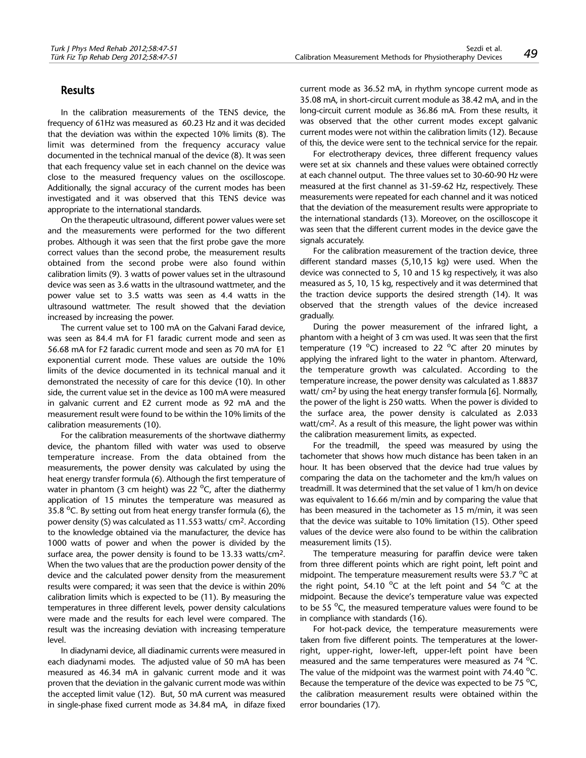## Results

In the calibration measurements of the TENS device, the frequency of 61Hz was measured as 60.23 Hz and it was decided that the deviation was within the expected 10% limits (8). The limit was determined from the frequency accuracy value documented in the technical manual of the device (8). It was seen that each frequency value set in each channel on the device was close to the measured frequency values on the oscilloscope. Additionally, the signal accuracy of the current modes has been investigated and it was observed that this TENS device was appropriate to the international standards.

On the therapeutic ultrasound, different power values were set and the measurements were performed for the two different probes. Although it was seen that the first probe gave the more correct values than the second probe, the measurement results obtained from the second probe were also found within calibration limits (9). 3 watts of power values set in the ultrasound device was seen as 3.6 watts in the ultrasound wattmeter, and the power value set to 3.5 watts was seen as 4.4 watts in the ultrasound wattmeter. The result showed that the deviation increased by increasing the power.

The current value set to 100 mA on the Galvani Farad device, was seen as 84.4 mA for F1 faradic current mode and seen as 56.68 mA for F2 faradic current mode and seen as 70 mA for E1 exponential current mode. These values are outside the 10% limits of the device documented in its technical manual and it demonstrated the necessity of care for this device (10). In other side, the current value set in the device as 100 mA were measured in galvanic current and E2 current mode as 92 mA and the measurement result were found to be within the 10% limits of the calibration measurements (10).

For the calibration measurements of the shortwave diathermy device, the phantom filled with water was used to observe temperature increase. From the data obtained from the measurements, the power density was calculated by using the heat energy transfer formula (6). Although the first temperature of water in phantom (3 cm height) was 22 $^{o}$C, after the diathermy application of 15 minutes the temperature was measured as 35.8 $^{o}$C. By setting out from heat energy transfer formula (6), the power density (S) was calculated as 11.553 watts/ cm$^2$. According to the knowledge obtained via the manufacturer, the device has 1000 watts of power and when the power is divided by the surface area, the power density is found to be 13.33 watts/cm$^2$. When the two values that are the production power density of the device and the calculated power density from the measurement results were compared; it was seen that the device is within 20% calibration limits which is expected to be (11). By measuring the temperatures in three different levels, power density calculations were made and the results for each level were compared. The result was the increasing deviation with increasing temperature level.

In diadynami device, all diadinamic currents were measured in each diadynami modes. The adjusted value of 50 mA has been measured as 46.34 mA in galvanic current mode and it was proven that the deviation in the galvanic current mode was within the accepted limit value (12). But, 50 mA current was measured in single-phase fixed current mode as 34.84 mA, in difaze fixed current mode as 36.52 mA, in rhythm syncope current mode as 35.08 mA, in short-circuit current module as 38.42 mA, and in the long-circuit current module as 36.86 mA. From these results, it was observed that the other current modes except galvanic current modes were not within the calibration limits (12). Because of this, the device were sent to the technical service for the repair.

For electrotherapy devices, three different frequency values were set at six channels and these values were obtained correctly at each channel output. The three values set to 30-60-90 Hz were measured at the first channel as 31-59-62 Hz, respectively. These measurements were repeated for each channel and it was noticed that the deviation of the measurement results were appropriate to the international standards (13). Moreover, on the oscilloscope it was seen that the different current modes in the device gave the signals accurately.

For the calibration measurement of the traction device, three different standard masses (5,10,15 kg) were used. When the device was connected to 5, 10 and 15 kg respectively, it was also measured as 5, 10, 15 kg, respectively and it was determined that the traction device supports the desired strength (14). It was observed that the strength values of the device increased gradually.

During the power measurement of the infrared light, a phantom with a height of 3 cm was used. It was seen that the first temperature (19 $^{o}$C) increased to 22 $^{o}$C after 20 minutes by applying the infrared light to the water in phantom. Afterward, the temperature growth was calculated. According to the temperature increase, the power density was calculated as 1.8837 watt/ cm$^2$ by using the heat energy transfer formula [6]. Normally, the power of the light is 250 watts. When the power is divided to the surface area, the power density is calculated as 2.033 watt/cm$^2$. As a result of this measure, the light power was within the calibration measurement limits, as expected.

For the treadmill, the speed was measured by using the tachometer that shows how much distance has been taken in an hour. It has been observed that the device had true values by comparing the data on the tachometer and the km/h values on treadmill. It was determined that the set value of 1 km/h on device was equivalent to 16.66 m/min and by comparing the value that has been measured in the tachometer as 15 m/min, it was seen that the device was suitable to 10% limitation (15). Other speed values of the device were also found to be within the calibration measurement limits (15).

The temperature measuring for paraffin device were taken from three different points which are right point, left point and midpoint. The temperature measurement results were 53.7 $^{o}$C at the right point, 54.10 $^{o}$C at the left point and 54 $^{o}$C at the midpoint. Because the device's temperature value was expected to be 55 $^{o}$C, the measured temperature values were found to be in compliance with standards (16).

For hot-pack device, the temperature measurements were taken from five different points. The temperatures at the lower-right, upper-right, lower-left, upper-left point have been measured and the same temperatures were measured as 74 $^{o}$C. The value of the midpoint was the warmest point with 74.40 $^{o}$C. Because the temperature of the device was expected to be 75 $^{o}$C, the calibration measurement results were obtained within the error boundaries (17).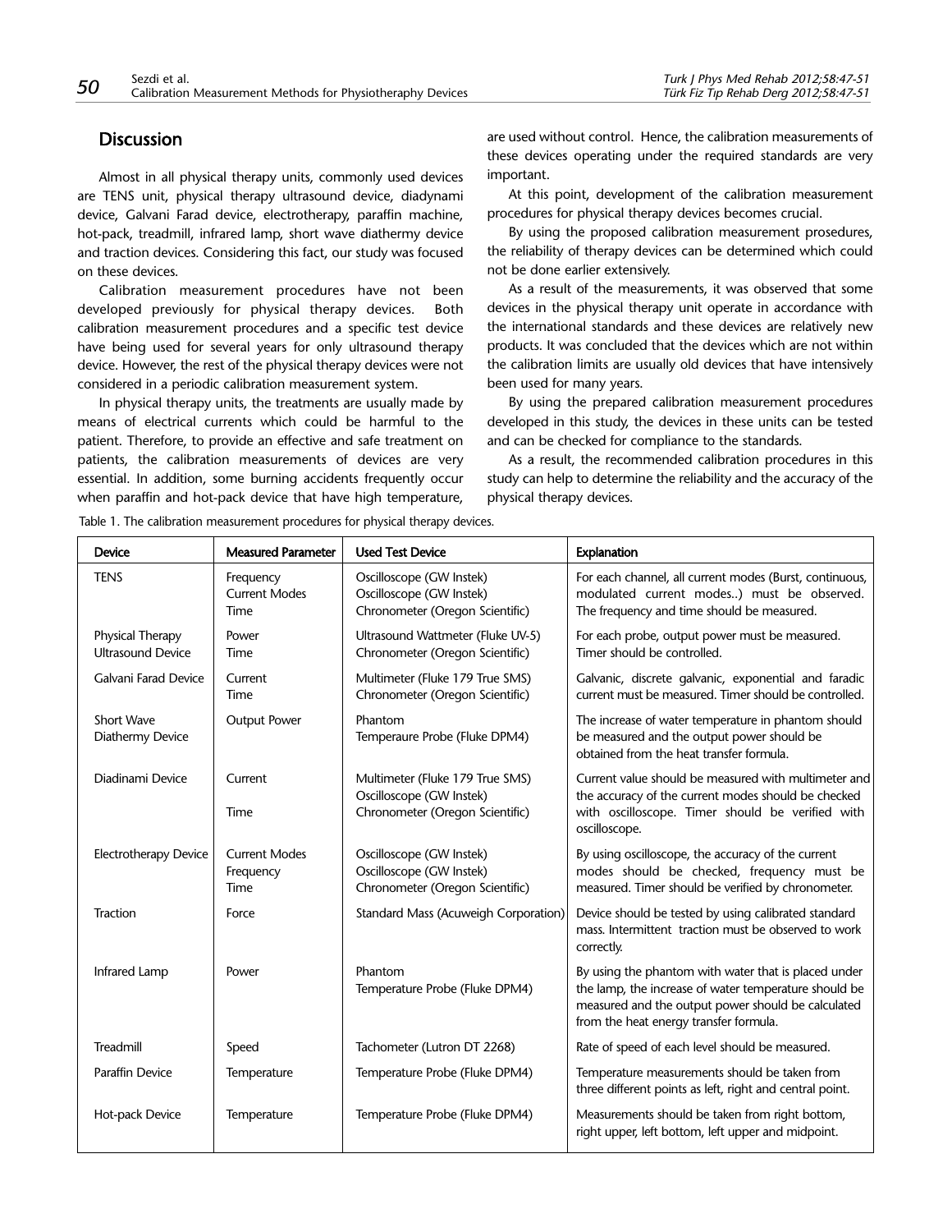## Discussion

Almost in all physical therapy units, commonly used devices are TENS unit, physical therapy ultrasound device, diadynami device, Galvani Farad device, electrotherapy, paraffin machine, hot-pack, treadmill, infrared lamp, short wave diathermy device and traction devices. Considering this fact, our study was focused on these devices.

Calibration measurement procedures have not been developed previously for physical therapy devices. Both calibration measurement procedures and a specific test device have being used for several years for only ultrasound therapy device. However, the rest of the physical therapy devices were not considered in a periodic calibration measurement system.

In physical therapy units, the treatments are usually made by means of electrical currents which could be harmful to the patient. Therefore, to provide an effective and safe treatment on patients, the calibration measurements of devices are very essential. In addition, some burning accidents frequently occur when paraffin and hot-pack device that have high temperature, are used without control. Hence, the calibration measurements of these devices operating under the required standards are very important.

At this point, development of the calibration measurement procedures for physical therapy devices becomes crucial.

By using the proposed calibration measurement prosedures, the reliability of therapy devices can be determined which could not be done earlier extensively.

As a result of the measurements, it was observed that some devices in the physical therapy unit operate in accordance with the international standards and these devices are relatively new products. It was concluded that the devices which are not within the calibration limits are usually old devices that have intensively been used for many years.

By using the prepared calibration measurement procedures developed in this study, the devices in these units can be tested and can be checked for compliance to the standards.

As a result, the recommended calibration procedures in this study can help to determine the reliability and the accuracy of the physical therapy devices.

Table 1. The calibration measurement procedures for physical therapy devices.

| Device | Measured Parameter | Used Test Device | Explanation |
|---|---|---|---|
| TENS | Frequency<br>Current Modes<br>Time | Oscilloscope (GW Instek)<br>Oscilloscope (GW Instek)<br>Chronometer (Oregon Scientific) | For each channel, all current modes (Burst, continuous, modulated current modes..) must be observed. The frequency and time should be measured. |
| Physical Therapy Ultrasound Device | Power<br>Time | Ultrasound Wattmeter (Fluke UV-5)<br>Chronometer (Oregon Scientific) | For each probe, output power must be measured. Timer should be controlled. |
| Galvani Farad Device | Current<br>Time | Multimeter (Fluke 179 True SMS)<br>Chronometer (Oregon Scientific) | Galvanic, discrete galvanic, exponential and faradic current must be measured. Timer should be controlled. |
| Short Wave Diathermy Device | Output Power | Phantom<br>Temperaure Probe (Fluke DPM4) | The increase of water temperature in phantom should be measured and the output power should be obtained from the heat transfer formula. |
| Diadinami Device | Current<br><br>Time | Multimeter (Fluke 179 True SMS)<br>Oscilloscope (GW Instek)<br>Chronometer (Oregon Scientific) | Current value should be measured with multimeter and the accuracy of the current modes should be checked with oscilloscope. Timer should be verified with oscilloscope. |
| Electrotherapy Device | Current Modes<br>Frequency<br>Time | Oscilloscope (GW Instek)<br>Oscilloscope (GW Instek)<br>Chronometer (Oregon Scientific) | By using oscilloscope, the accuracy of the current modes should be checked, frequency must be measured. Timer should be verified by chronometer. |
| Traction | Force | Standard Mass (Acuweigh Corporation) | Device should be tested by using calibrated standard mass. Intermittent traction must be observed to work correctly. |
| Infrared Lamp | Power | Phantom<br>Temperature Probe (Fluke DPM4) | By using the phantom with water that is placed under the lamp, the increase of water temperature should be measured and the output power should be calculated from the heat energy transfer formula. |
| Treadmill | Speed | Tachometer (Lutron DT 2268) | Rate of speed of each level should be measured. |
| Paraffin Device | Temperature | Temperature Probe (Fluke DPM4) | Temperature measurements should be taken from three different points as left, right and central point. |
| Hot-pack Device | Temperature | Temperature Probe (Fluke DPM4) | Measurements should be taken from right bottom, right upper, left bottom, left upper and midpoint. |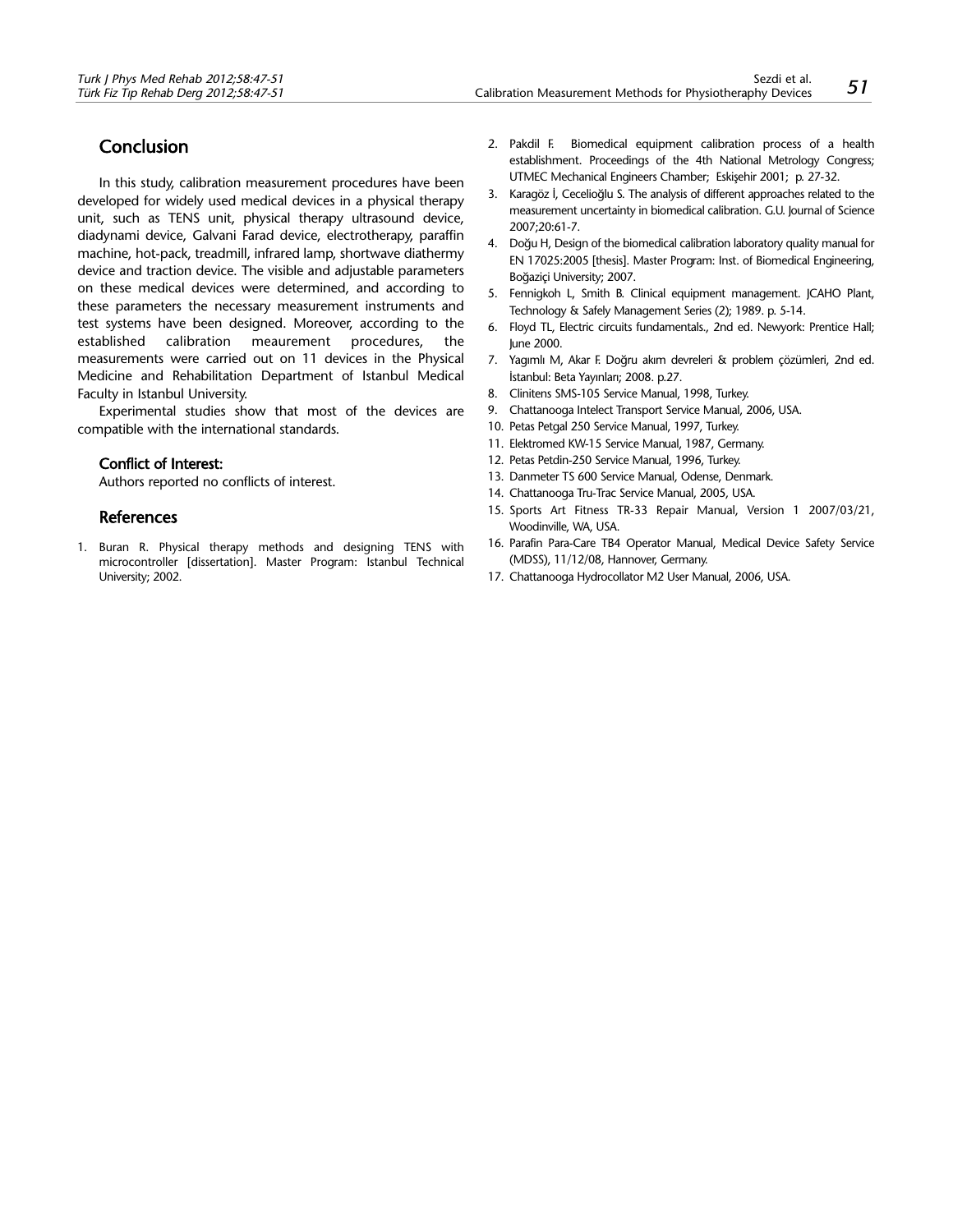## Conclusion

In this study, calibration measurement procedures have been developed for widely used medical devices in a physical therapy unit, such as TENS unit, physical therapy ultrasound device, diadynami device, Galvani Farad device, electrotherapy, paraffin machine, hot-pack, treadmill, infrared lamp, shortwave diathermy device and traction device. The visible and adjustable parameters on these medical devices were determined, and according to these parameters the necessary measurement instruments and test systems have been designed. Moreover, according to the established calibration meaurement procedures, the measurements were carried out on 11 devices in the Physical Medicine and Rehabilitation Department of Istanbul Medical Faculty in Istanbul University.

Experimental studies show that most of the devices are compatible with the international standards.

### Conflict of Interest:

Authors reported no conflicts of interest.

## References

1. Buran R. Physical therapy methods and designing TENS with microcontroller [dissertation]. Master Program: Istanbul Technical University; 2002.
2. Pakdil F. Biomedical equipment calibration process of a health establishment. Proceedings of the 4th National Metrology Congress; UTMEC Mechanical Engineers Chamber; Eskişehir 2001; p. 27-32.
3. Karagöz İ, Cecelioğlu S. The analysis of different approaches related to the measurement uncertainty in biomedical calibration. G.U. Journal of Science 2007;20:61-7.
4. Doğu H, Design of the biomedical calibration laboratory quality manual for EN 17025:2005 [thesis]. Master Program: Inst. of Biomedical Engineering, Boğaziçi University; 2007.
5. Fennigkoh L, Smith B. Clinical equipment management. JCAHO Plant, Technology & Safely Management Series (2); 1989. p. 5-14.
6. Floyd TL, Electric circuits fundamentals., 2nd ed. Newyork: Prentice Hall; June 2000.
7. Yagımlı M, Akar F. Doğru akım devreleri & problem çözümleri, 2nd ed. İstanbul: Beta Yayınları; 2008. p.27.
8. Clinitens SMS-105 Service Manual, 1998, Turkey.
9. Chattanooga Intelect Transport Service Manual, 2006, USA.
10. Petas Petgal 250 Service Manual, 1997, Turkey.
11. Elektromed KW-15 Service Manual, 1987, Germany.
12. Petas Petdin-250 Service Manual, 1996, Turkey.
13. Danmeter TS 600 Service Manual, Odense, Denmark.
14. Chattanooga Tru-Trac Service Manual, 2005, USA.
15. Sports Art Fitness TR-33 Repair Manual, Version 1 2007/03/21, Woodinville, WA, USA.
16. Parafin Para-Care TB4 Operator Manual, Medical Device Safety Service (MDSS), 11/12/08, Hannover, Germany.
17. Chattanooga Hydrocollator M2 User Manual, 2006, USA.